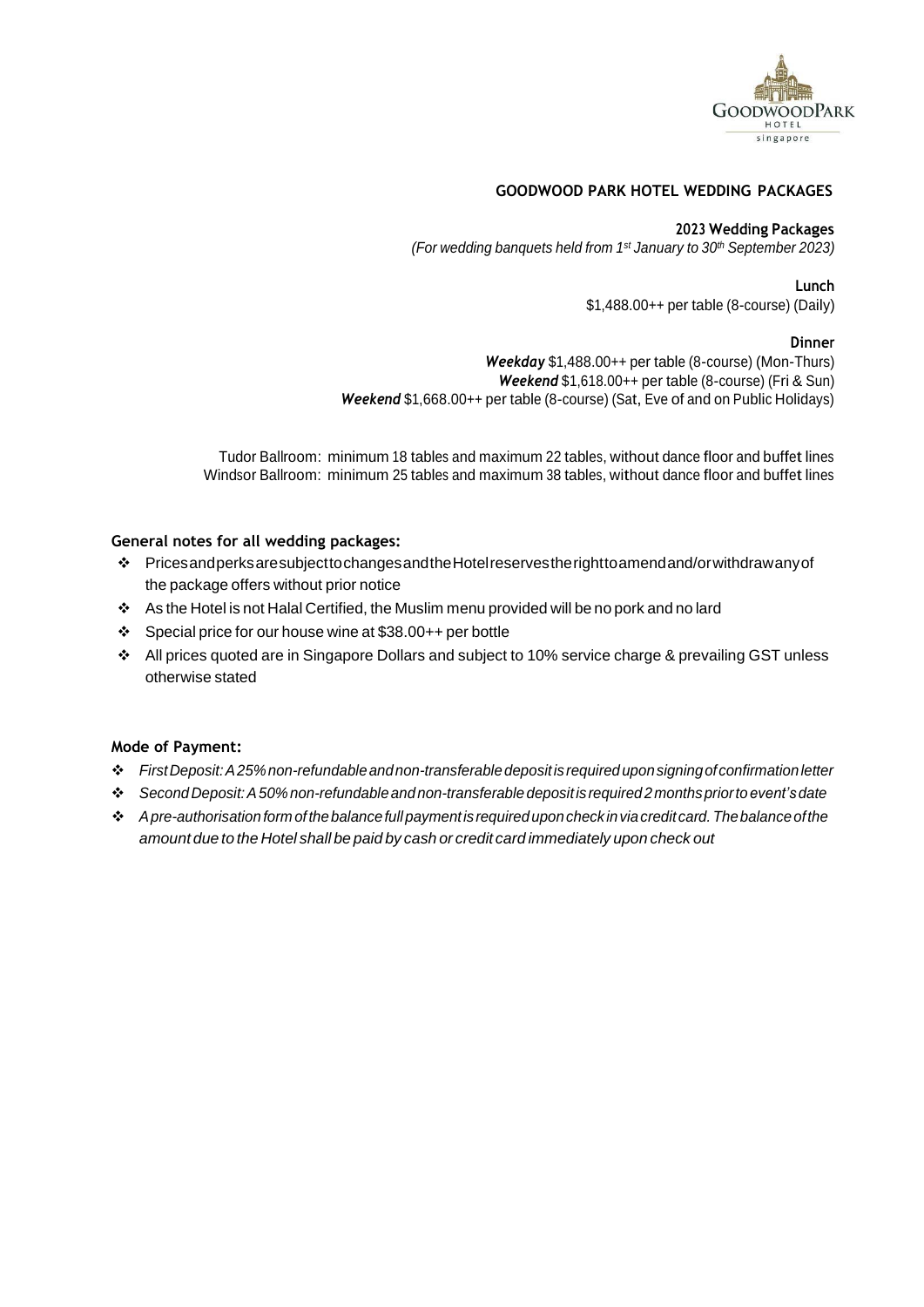# GOODWOOD PARK HOTEL WEDDING PACKAGES

## 2023 Wedding Packages

*(For wedding banquets held from 1st January to 30th September 2023)*

### Lunch

$1,488.00++ per table (8-course) (Daily)

### Dinner

***Weekday*** $1,488.00++ per table (8-course) (Mon-Thurs)

***Weekend*** $1,618.00++ per table (8-course) (Fri & Sun)

***Weekend*** $1,668.00++ per table (8-course) (Sat, Eve of and on Public Holidays)

Tudor Ballroom: minimum 18 tables and maximum 22 tables, without dance floor and buffet lines

Windsor Ballroom: minimum 25 tables and maximum 38 tables, without dance floor and buffet lines

**General notes for all wedding packages:**

- Prices and perks are subject to changes and the Hotel reserves the right to amend and/or withdraw any of the package offers without prior notice
- As the Hotel is not Halal Certified, the Muslim menu provided will be no pork and no lard
- Special price for our house wine at $38.00++ per bottle
- All prices quoted are in Singapore Dollars and subject to 10% service charge & prevailing GST unless otherwise stated

**Mode of Payment:**

- *First Deposit: A 25% non-refundable and non-transferable deposit is required upon signing of confirmation letter*
- *Second Deposit: A 50% non-refundable and non-transferable deposit is required 2 months prior to event's date*
- *A pre-authorisation form of the balance full payment is required upon check in via credit card. The balance of the amount due to the Hotel shall be paid by cash or credit card immediately upon check out*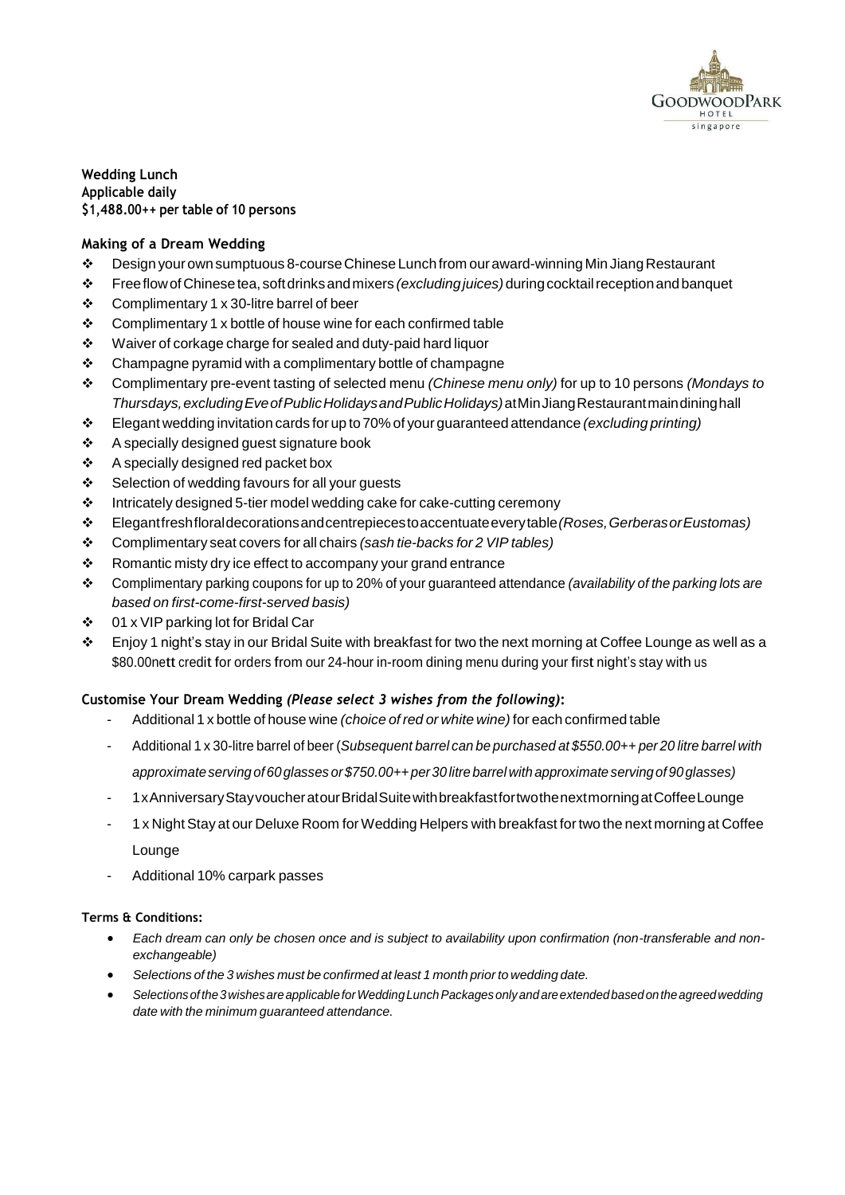**Wedding Lunch**
**Applicable daily**
**$1,488.00++ per table of 10 persons**

**Making of a Dream Wedding**

- Design your own sumptuous 8-course Chinese Lunch from our award-winning Min Jiang Restaurant
- Free flow of Chinese tea, soft drinks and mixers *(excluding juices)* during cocktail reception and banquet
- Complimentary 1 x 30-litre barrel of beer
- Complimentary 1 x bottle of house wine for each confirmed table
- Waiver of corkage charge for sealed and duty-paid hard liquor
- Champagne pyramid with a complimentary bottle of champagne
- Complimentary pre-event tasting of selected menu *(Chinese menu only)* for up to 10 persons *(Mondays to Thursdays, excluding Eve of Public Holidays and Public Holidays)* at Min Jiang Restaurant main dining hall
- Elegant wedding invitation cards for up to 70% of your guaranteed attendance *(excluding printing)*
- A specially designed guest signature book
- A specially designed red packet box
- Selection of wedding favours for all your guests
- Intricately designed 5-tier model wedding cake for cake-cutting ceremony
- Elegant fresh floral decorations and centrepieces to accentuate every table *(Roses, Gerberas or Eustomas)*
- Complimentary seat covers for all chairs *(sash tie-backs for 2 VIP tables)*
- Romantic misty dry ice effect to accompany your grand entrance
- Complimentary parking coupons for up to 20% of your guaranteed attendance *(availability of the parking lots are based on first-come-first-served basis)*
- 01 x VIP parking lot for Bridal Car
- Enjoy 1 night's stay in our Bridal Suite with breakfast for two the next morning at Coffee Lounge as well as a $80.00nett credit for orders from our 24-hour in-room dining menu during your first night's stay with us

**Customise Your Dream Wedding** ***(Please select 3 wishes from the following)*****:**

- Additional 1 x bottle of house wine *(choice of red or white wine)* for each confirmed table
- Additional 1 x 30-litre barrel of beer (*Subsequent barrel can be purchased at $550.00++ per 20 litre barrel with approximate serving of 60 glasses or $750.00++ per 30 litre barrel with approximate serving of 90 glasses)*
- 1 x Anniversary Stay voucher at our Bridal Suite with breakfast for two the next morning at Coffee Lounge
- 1 x Night Stay at our Deluxe Room for Wedding Helpers with breakfast for two the next morning at Coffee Lounge
- Additional 10% carpark passes

**Terms & Conditions:**

- *Each dream can only be chosen once and is subject to availability upon confirmation (non-transferable and non-exchangeable)*
- *Selections of the 3 wishes must be confirmed at least 1 month prior to wedding date.*
- *Selections of the 3 wishes are applicable for Wedding Lunch Packages only and are extended based on the agreed wedding date with the minimum guaranteed attendance.*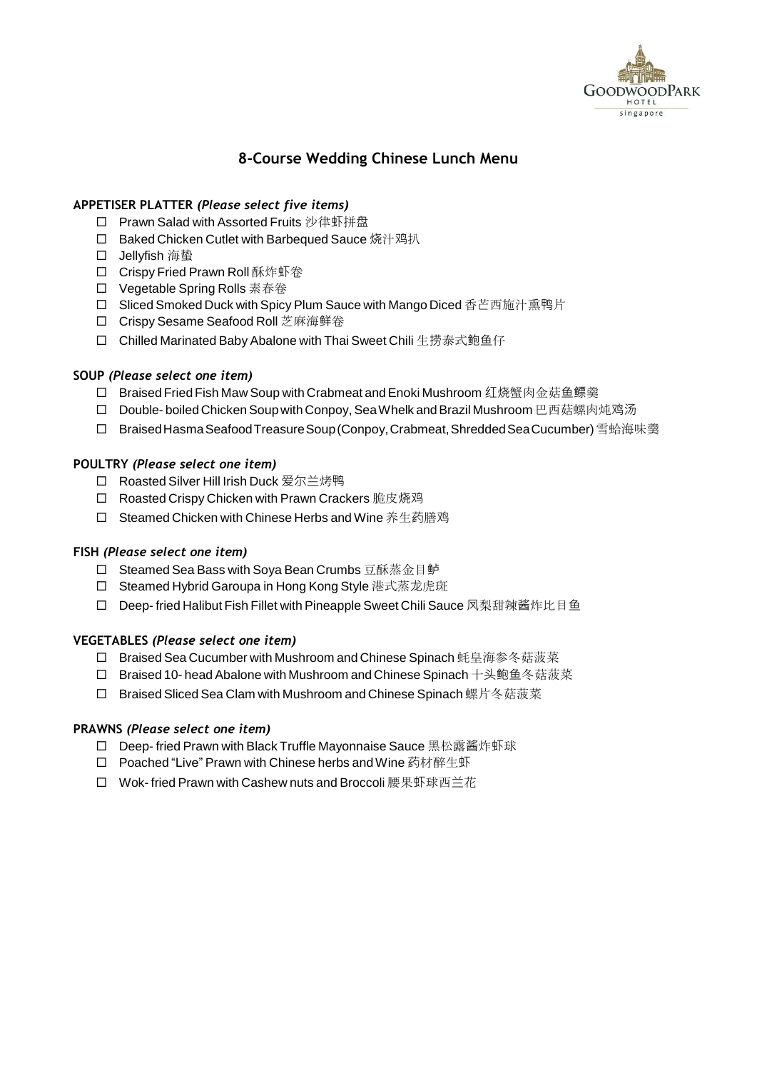## 8-Course Wedding Chinese Lunch Menu

**APPETISER PLATTER** ***(Please select five items)***

- ☐ Prawn Salad with Assorted Fruits 沙律虾拼盘
- ☐ Baked Chicken Cutlet with Barbequed Sauce 烧汁鸡扒
- ☐ Jellyfish 海蜇
- ☐ Crispy Fried Prawn Roll 酥炸虾卷
- ☐ Vegetable Spring Rolls 素春卷
- ☐ Sliced Smoked Duck with Spicy Plum Sauce with Mango Diced 香芒西施汁熏鸭片
- ☐ Crispy Sesame Seafood Roll 芝麻海鲜卷
- ☐ Chilled Marinated Baby Abalone with Thai Sweet Chili 生捞泰式鲍鱼仔

**SOUP** ***(Please select one item)***

- ☐ Braised Fried Fish Maw Soup with Crabmeat and Enoki Mushroom 红烧蟹肉金菇鱼鳔羹
- ☐ Double- boiled Chicken Soup with Conpoy, Sea Whelk and Brazil Mushroom 巴西菇螺肉炖鸡汤
- ☐ Braised Hasma Seafood Treasure Soup (Conpoy, Crabmeat, Shredded Sea Cucumber) 雪蛤海味羹

**POULTRY** ***(Please select one item)***

- ☐ Roasted Silver Hill Irish Duck 爱尔兰烤鸭
- ☐ Roasted Crispy Chicken with Prawn Crackers 脆皮烧鸡
- ☐ Steamed Chicken with Chinese Herbs and Wine 养生药膳鸡

**FISH** ***(Please select one item)***

- ☐ Steamed Sea Bass with Soya Bean Crumbs 豆酥蒸金目鲈
- ☐ Steamed Hybrid Garoupa in Hong Kong Style 港式蒸龙虎斑
- ☐ Deep- fried Halibut Fish Fillet with Pineapple Sweet Chili Sauce 凤梨甜辣酱炸比目鱼

**VEGETABLES** ***(Please select one item)***

- ☐ Braised Sea Cucumber with Mushroom and Chinese Spinach 蚝皇海参冬菇菠菜
- ☐ Braised 10- head Abalone with Mushroom and Chinese Spinach 十头鲍鱼冬菇菠菜
- ☐ Braised Sliced Sea Clam with Mushroom and Chinese Spinach 螺片冬菇菠菜

**PRAWNS** ***(Please select one item)***

- ☐ Deep- fried Prawn with Black Truffle Mayonnaise Sauce 黑松露酱炸虾球
- ☐ Poached "Live" Prawn with Chinese herbs and Wine 药材醉生虾
- ☐ Wok- fried Prawn with Cashew nuts and Broccoli 腰果虾球西兰花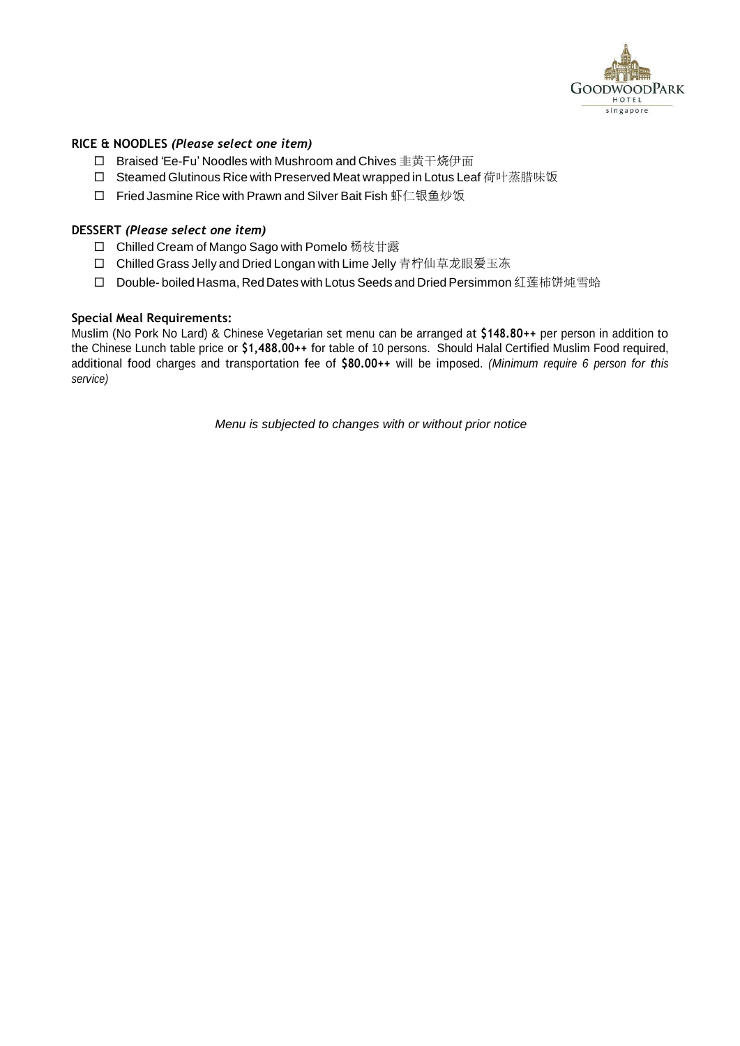**RICE & NOODLES** ***(Please select one item)***

- ☐ Braised 'Ee-Fu' Noodles with Mushroom and Chives 韭黄干烧伊面
- ☐ Steamed Glutinous Rice with Preserved Meat wrapped in Lotus Leaf 荷叶蒸腊味饭
- ☐ Fried Jasmine Rice with Prawn and Silver Bait Fish 虾仁银鱼炒饭

**DESSERT** ***(Please select one item)***

- ☐ Chilled Cream of Mango Sago with Pomelo 杨枝甘露
- ☐ Chilled Grass Jelly and Dried Longan with Lime Jelly 青柠仙草龙眼爱玉冻
- ☐ Double- boiled Hasma, Red Dates with Lotus Seeds and Dried Persimmon 红莲柿饼炖雪蛤

**Special Meal Requirements:**

Muslim (No Pork No Lard) & Chinese Vegetarian set menu can be arranged at **$148.80++** per person in addition to the Chinese Lunch table price or **$1,488.00++** for table of 10 persons. Should Halal Certified Muslim Food required, additional food charges and transportation fee of **$80.00++** will be imposed. *(Minimum require 6 person for this service)*

*Menu is subjected to changes with or without prior notice*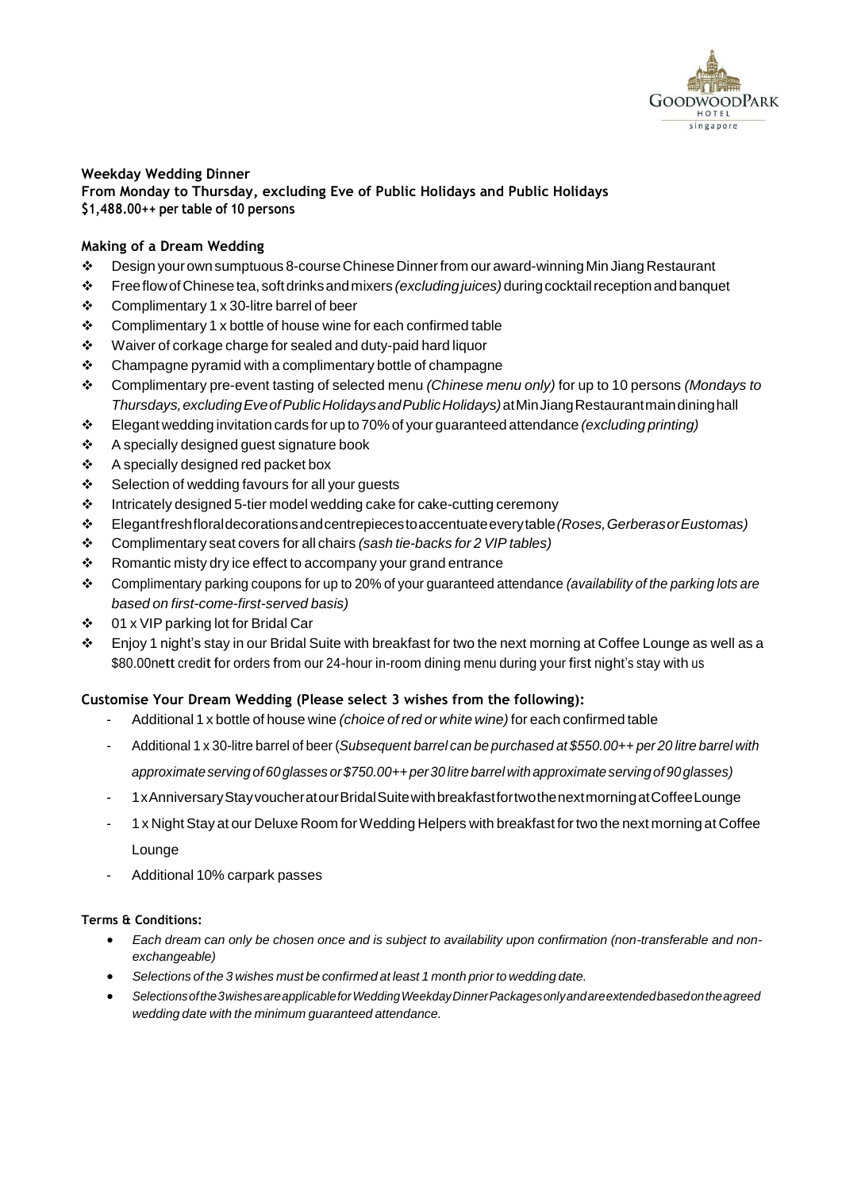**Weekday Wedding Dinner**
**From Monday to Thursday, excluding Eve of Public Holidays and Public Holidays**
**$1,488.00++ per table of 10 persons**

**Making of a Dream Wedding**

- Design your own sumptuous 8-course Chinese Dinner from our award-winning Min Jiang Restaurant
- Free flow of Chinese tea, soft drinks and mixers *(excluding juices)* during cocktail reception and banquet
- Complimentary 1 x 30-litre barrel of beer
- Complimentary 1 x bottle of house wine for each confirmed table
- Waiver of corkage charge for sealed and duty-paid hard liquor
- Champagne pyramid with a complimentary bottle of champagne
- Complimentary pre-event tasting of selected menu *(Chinese menu only)* for up to 10 persons *(Mondays to Thursdays, excluding Eve of Public Holidays and Public Holidays)* at Min Jiang Restaurant main dining hall
- Elegant wedding invitation cards for up to 70% of your guaranteed attendance *(excluding printing)*
- A specially designed guest signature book
- A specially designed red packet box
- Selection of wedding favours for all your guests
- Intricately designed 5-tier model wedding cake for cake-cutting ceremony
- Elegant fresh floral decorations and centrepieces to accentuate every table *(Roses, Gerberas or Eustomas)*
- Complimentary seat covers for all chairs *(sash tie-backs for 2 VIP tables)*
- Romantic misty dry ice effect to accompany your grand entrance
- Complimentary parking coupons for up to 20% of your guaranteed attendance *(availability of the parking lots are based on first-come-first-served basis)*
- 01 x VIP parking lot for Bridal Car
- Enjoy 1 night's stay in our Bridal Suite with breakfast for two the next morning at Coffee Lounge as well as a $80.00nett credit for orders from our 24-hour in-room dining menu during your first night's stay with us

**Customise Your Dream Wedding (Please select 3 wishes from the following):**

- Additional 1 x bottle of house wine *(choice of red or white wine)* for each confirmed table
- Additional 1 x 30-litre barrel of beer (*Subsequent barrel can be purchased at $550.00++ per 20 litre barrel with approximate serving of 60 glasses or $750.00++ per 30 litre barrel with approximate serving of 90 glasses)*
- 1 x Anniversary Stay voucher at our Bridal Suite with breakfast for two the next morning at Coffee Lounge
- 1 x Night Stay at our Deluxe Room for Wedding Helpers with breakfast for two the next morning at Coffee Lounge
- Additional 10% carpark passes

**Terms & Conditions:**

- *Each dream can only be chosen once and is subject to availability upon confirmation (non-transferable and non-exchangeable)*
- *Selections of the 3 wishes must be confirmed at least 1 month prior to wedding date.*
- *Selections of the 3 wishes are applicable for Wedding Weekday Dinner Packages only and are extended based on the agreed wedding date with the minimum guaranteed attendance.*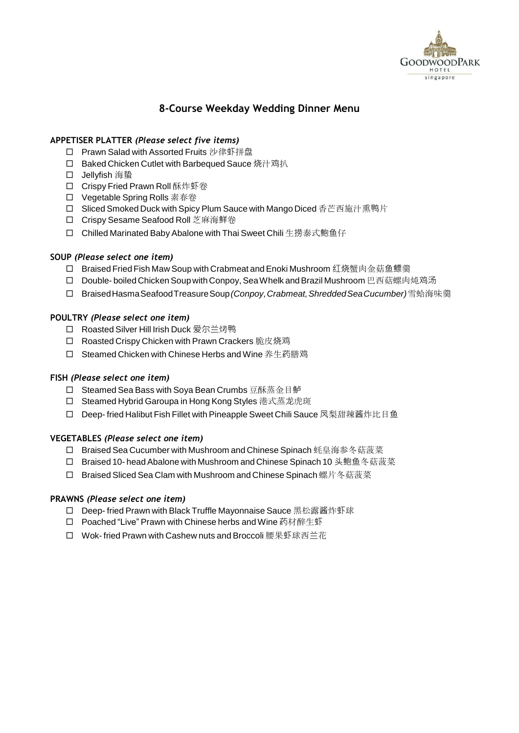# 8-Course Weekday Wedding Dinner Menu

**APPETISER PLATTER** ***(Please select five items)***

- ☐ Prawn Salad with Assorted Fruits 沙律虾拼盘
- ☐ Baked Chicken Cutlet with Barbequed Sauce 烧汁鸡扒
- ☐ Jellyfish 海蜇
- ☐ Crispy Fried Prawn Roll 酥炸虾卷
- ☐ Vegetable Spring Rolls 素春卷
- ☐ Sliced Smoked Duck with Spicy Plum Sauce with Mango Diced 香芒西施汁熏鸭片
- ☐ Crispy Sesame Seafood Roll 芝麻海鲜卷
- ☐ Chilled Marinated Baby Abalone with Thai Sweet Chili 生捞泰式鲍鱼仔

**SOUP** ***(Please select one item)***

- ☐ Braised Fried Fish Maw Soup with Crabmeat and Enoki Mushroom 红烧蟹肉金菇鱼鳔羹
- ☐ Double- boiled Chicken Soup with Conpoy, Sea Whelk and Brazil Mushroom 巴西菇螺肉炖鸡汤
- ☐ Braised Hasma Seafood Treasure Soup *(Conpoy, Crabmeat, Shredded Sea Cucumber)* 雪蛤海味羹

**POULTRY** ***(Please select one item)***

- ☐ Roasted Silver Hill Irish Duck 爱尔兰烤鸭
- ☐ Roasted Crispy Chicken with Prawn Crackers 脆皮烧鸡
- ☐ Steamed Chicken with Chinese Herbs and Wine 养生药膳鸡

**FISH** ***(Please select one item)***

- ☐ Steamed Sea Bass with Soya Bean Crumbs 豆酥蒸金目鲈
- ☐ Steamed Hybrid Garoupa in Hong Kong Styles 港式蒸龙虎斑
- ☐ Deep- fried Halibut Fish Fillet with Pineapple Sweet Chili Sauce 凤梨甜辣酱炸比目鱼

**VEGETABLES** ***(Please select one item)***

- ☐ Braised Sea Cucumber with Mushroom and Chinese Spinach 蚝皇海参冬菇菠菜
- ☐ Braised 10- head Abalone with Mushroom and Chinese Spinach 10 头鲍鱼冬菇菠菜
- ☐ Braised Sliced Sea Clam with Mushroom and Chinese Spinach 螺片冬菇菠菜

**PRAWNS** ***(Please select one item)***

- ☐ Deep- fried Prawn with Black Truffle Mayonnaise Sauce 黑松露酱炸虾球
- ☐ Poached "Live" Prawn with Chinese herbs and Wine 药材醉生虾
- ☐ Wok- fried Prawn with Cashew nuts and Broccoli 腰果虾球西兰花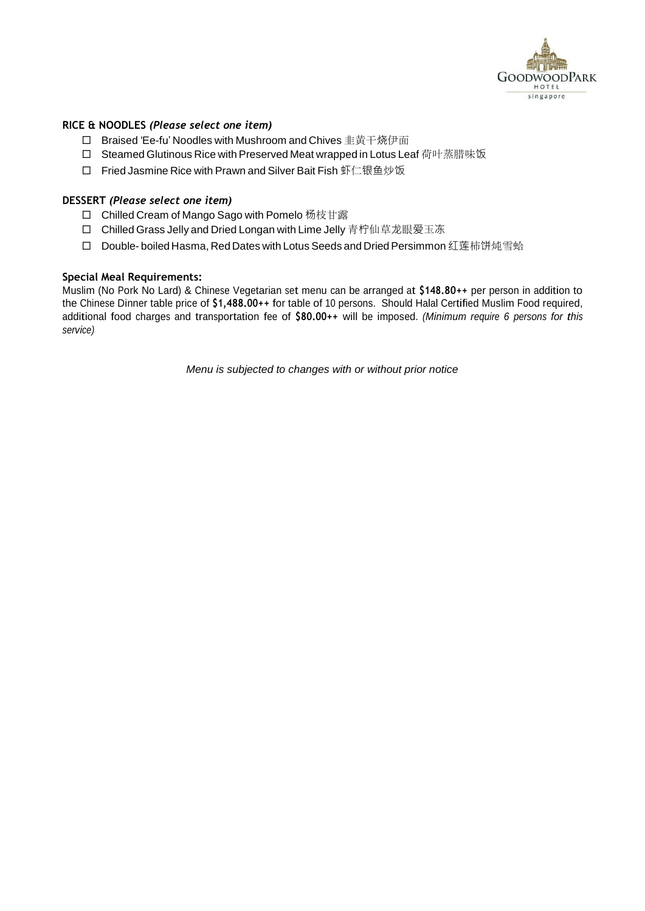**RICE & NOODLES** ***(Please select one item)***

- ☐ Braised 'Ee-fu' Noodles with Mushroom and Chives 韭黄干烧伊面
- ☐ Steamed Glutinous Rice with Preserved Meat wrapped in Lotus Leaf 荷叶蒸腊味饭
- ☐ Fried Jasmine Rice with Prawn and Silver Bait Fish 虾仁银鱼炒饭

**DESSERT** ***(Please select one item)***

- ☐ Chilled Cream of Mango Sago with Pomelo 杨枝甘露
- ☐ Chilled Grass Jelly and Dried Longan with Lime Jelly 青柠仙草龙眼爱玉冻
- ☐ Double- boiled Hasma, Red Dates with Lotus Seeds and Dried Persimmon 红莲柿饼炖雪蛤

**Special Meal Requirements:**

Muslim (No Pork No Lard) & Chinese Vegetarian set menu can be arranged at **$148.80++** per person in addition to the Chinese Dinner table price of **$1,488.00++** for table of 10 persons. Should Halal Certified Muslim Food required, additional food charges and transportation fee of **$80.00++** will be imposed. *(Minimum require 6 persons for this service)*

*Menu is subjected to changes with or without prior notice*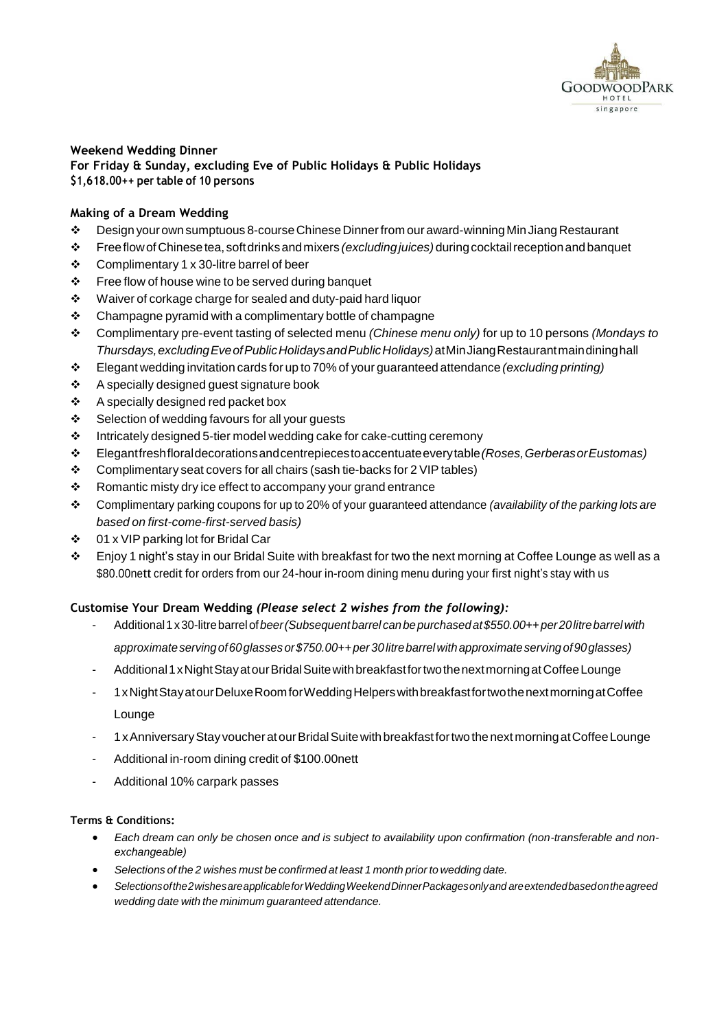**Weekend Wedding Dinner**
**For Friday & Sunday, excluding Eve of Public Holidays & Public Holidays**
**$1,618.00++ per table of 10 persons**

**Making of a Dream Wedding**

- Design your own sumptuous 8-course Chinese Dinner from our award-winning Min Jiang Restaurant
- Free flow of Chinese tea, soft drinks and mixers *(excluding juices)* during cocktail reception and banquet
- Complimentary 1 x 30-litre barrel of beer
- Free flow of house wine to be served during banquet
- Waiver of corkage charge for sealed and duty-paid hard liquor
- Champagne pyramid with a complimentary bottle of champagne
- Complimentary pre-event tasting of selected menu *(Chinese menu only)* for up to 10 persons *(Mondays to Thursdays, excluding Eve of Public Holidays and Public Holidays)* at Min Jiang Restaurant main dining hall
- Elegant wedding invitation cards for up to 70% of your guaranteed attendance *(excluding printing)*
- A specially designed guest signature book
- A specially designed red packet box
- Selection of wedding favours for all your guests
- Intricately designed 5-tier model wedding cake for cake-cutting ceremony
- Elegant fresh floral decorations and centrepieces to accentuate every table *(Roses, Gerberas or Eustomas)*
- Complimentary seat covers for all chairs (sash tie-backs for 2 VIP tables)
- Romantic misty dry ice effect to accompany your grand entrance
- Complimentary parking coupons for up to 20% of your guaranteed attendance *(availability of the parking lots are based on first-come-first-served basis)*
- 01 x VIP parking lot for Bridal Car
- Enjoy 1 night's stay in our Bridal Suite with breakfast for two the next morning at Coffee Lounge as well as a $80.00nett credit for orders from our 24-hour in-room dining menu during your first night's stay with us

**Customise Your Dream Wedding *(Please select 2 wishes from the following):***

- Additional 1 x 30-litre barrel of *beer (Subsequent barrel can be purchased at $550.00++ per 20 litre barrel with approximate serving of 60 glasses or $750.00++ per 30 litre barrel with approximate serving of 90 glasses)*
- Additional 1 x Night Stay at our Bridal Suite with breakfast for two the next morning at Coffee Lounge
- 1 x Night Stay at our Deluxe Room for Wedding Helpers with breakfast for two the next morning at Coffee Lounge
- 1 x Anniversary Stay voucher at our Bridal Suite with breakfast for two the next morning at Coffee Lounge
- Additional in-room dining credit of $100.00nett
- Additional 10% carpark passes

**Terms & Conditions:**

- *Each dream can only be chosen once and is subject to availability upon confirmation (non-transferable and non-exchangeable)*
- *Selections of the 2 wishes must be confirmed at least 1 month prior to wedding date.*
- *Selections of the 2 wishes are applicable for Wedding Weekend Dinner Packages only and are extended based on the agreed wedding date with the minimum guaranteed attendance.*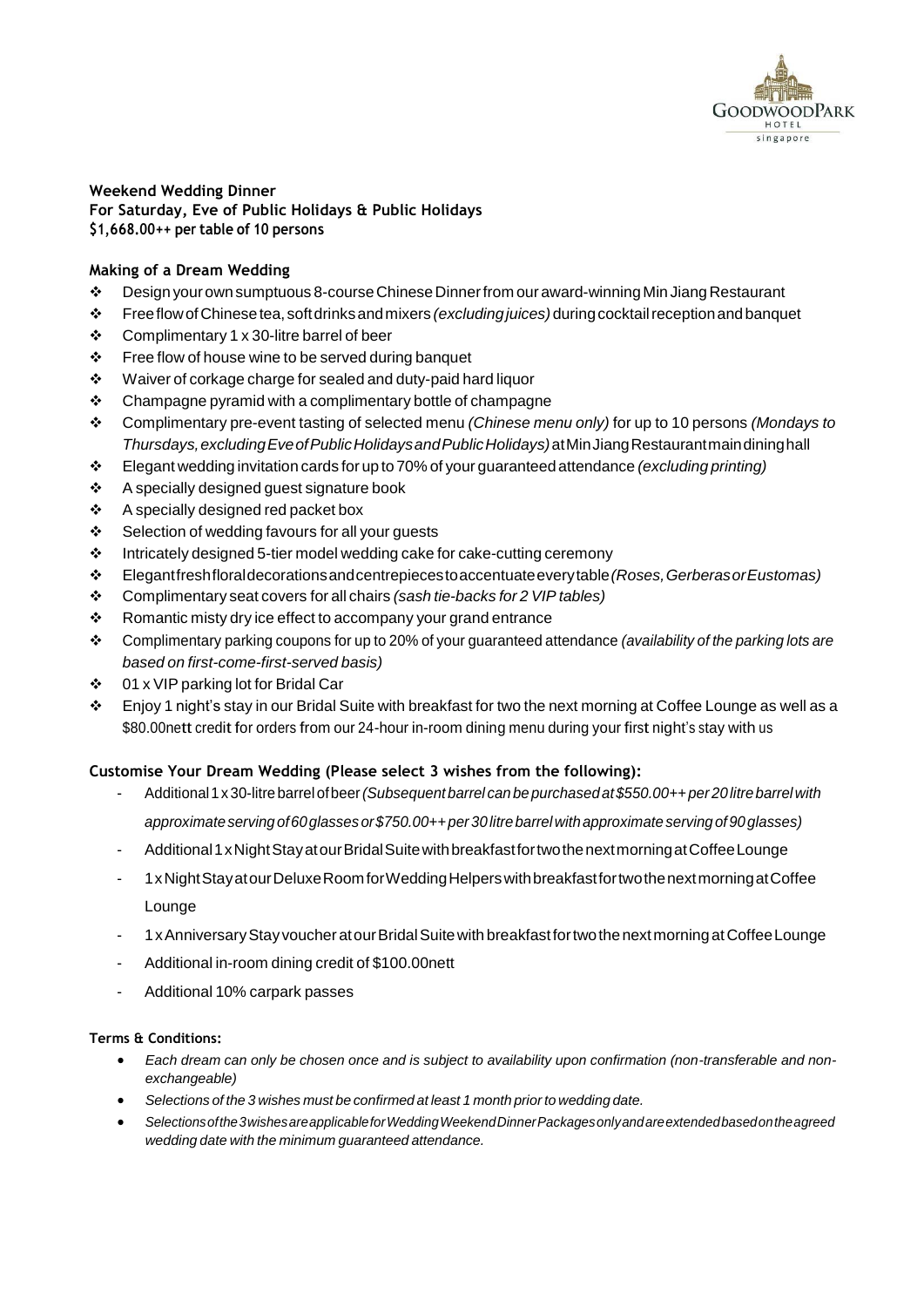**Weekend Wedding Dinner**
**For Saturday, Eve of Public Holidays & Public Holidays**
**$1,668.00++ per table of 10 persons**

**Making of a Dream Wedding**

- ❖ Design your own sumptuous 8-course Chinese Dinner from our award-winning Min Jiang Restaurant
- ❖ Free flow of Chinese tea, soft drinks and mixers *(excluding juices)* during cocktail reception and banquet
- ❖ Complimentary 1 x 30-litre barrel of beer
- ❖ Free flow of house wine to be served during banquet
- ❖ Waiver of corkage charge for sealed and duty-paid hard liquor
- ❖ Champagne pyramid with a complimentary bottle of champagne
- ❖ Complimentary pre-event tasting of selected menu *(Chinese menu only)* for up to 10 persons *(Mondays to Thursdays, excluding Eve of Public Holidays and Public Holidays)* at Min Jiang Restaurant main dining hall
- ❖ Elegant wedding invitation cards for up to 70% of your guaranteed attendance *(excluding printing)*
- ❖ A specially designed guest signature book
- ❖ A specially designed red packet box
- ❖ Selection of wedding favours for all your guests
- ❖ Intricately designed 5-tier model wedding cake for cake-cutting ceremony
- ❖ Elegant fresh floral decorations and centrepieces to accentuate every table *(Roses, Gerberas or Eustomas)*
- ❖ Complimentary seat covers for all chairs *(sash tie-backs for 2 VIP tables)*
- ❖ Romantic misty dry ice effect to accompany your grand entrance
- ❖ Complimentary parking coupons for up to 20% of your guaranteed attendance *(availability of the parking lots are based on first-come-first-served basis)*
- ❖ 01 x VIP parking lot for Bridal Car
- ❖ Enjoy 1 night's stay in our Bridal Suite with breakfast for two the next morning at Coffee Lounge as well as a $80.00nett credit for orders from our 24-hour in-room dining menu during your first night's stay with us

**Customise Your Dream Wedding (Please select 3 wishes from the following):**

- Additional 1 x 30-litre barrel of beer *(Subsequent barrel can be purchased at $550.00++ per 20 litre barrel with approximate serving of 60 glasses or $750.00++ per 30 litre barrel with approximate serving of 90 glasses)*
- Additional 1 x Night Stay at our Bridal Suite with breakfast for two the next morning at Coffee Lounge
- 1 x Night Stay at our Deluxe Room for Wedding Helpers with breakfast for two the next morning at Coffee Lounge
- 1 x Anniversary Stay voucher at our Bridal Suite with breakfast for two the next morning at Coffee Lounge
- Additional in-room dining credit of $100.00nett
- Additional 10% carpark passes

**Terms & Conditions:**

- *Each dream can only be chosen once and is subject to availability upon confirmation (non-transferable and non-exchangeable)*
- *Selections of the 3 wishes must be confirmed at least 1 month prior to wedding date.*
- *Selections of the 3 wishes are applicable for Wedding Weekend Dinner Packages only and are extended based on the agreed wedding date with the minimum guaranteed attendance.*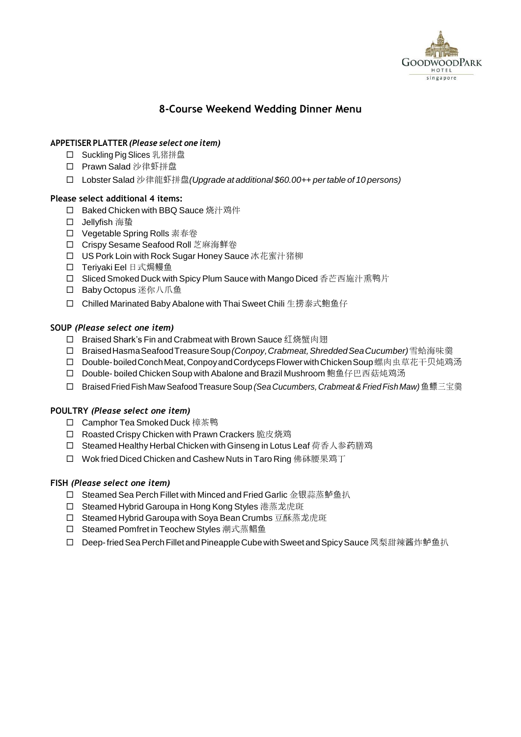# 8-Course Weekend Wedding Dinner Menu

**APPETISER PLATTER** ***(Please select one item)***

- ☐ Suckling Pig Slices 乳猪拼盘
- ☐ Prawn Salad 沙律虾拼盘
- ☐ Lobster Salad 沙律龍虾拼盘*(Upgrade at additional $60.00++ per table of 10 persons)*

**Please select additional 4 items:**

- ☐ Baked Chicken with BBQ Sauce 烧汁鸡件
- ☐ Jellyfish 海蜇
- ☐ Vegetable Spring Rolls 素春卷
- ☐ Crispy Sesame Seafood Roll 芝麻海鲜卷
- ☐ US Pork Loin with Rock Sugar Honey Sauce 冰花蜜汁猪柳
- ☐ Teriyaki Eel 日式焗鳗鱼
- ☐ Sliced Smoked Duck with Spicy Plum Sauce with Mango Diced 香芒西施汁熏鸭片
- ☐ Baby Octopus 迷你八爪鱼
- ☐ Chilled Marinated Baby Abalone with Thai Sweet Chili 生捞泰式鲍鱼仔

**SOUP** ***(Please select one item)***

- ☐ Braised Shark's Fin and Crabmeat with Brown Sauce 红烧蟹肉翅
- ☐ Braised Hasma Seafood Treasure Soup *(Conpoy, Crabmeat, Shredded Sea Cucumber)* 雪蛤海味羹
- ☐ Double- boiled Conch Meat, Conpoy and Cordyceps Flower with Chicken Soup 螺肉虫草花干贝炖鸡汤
- ☐ Double- boiled Chicken Soup with Abalone and Brazil Mushroom 鲍鱼仔巴西菇炖鸡汤
- ☐ Braised Fried Fish Maw Seafood Treasure Soup *(Sea Cucumbers, Crabmeat & Fried Fish Maw)* 鱼鳔三宝羹

**POULTRY** ***(Please select one item)***

- ☐ Camphor Tea Smoked Duck 樟茶鸭
- ☐ Roasted Crispy Chicken with Prawn Crackers 脆皮烧鸡
- ☐ Steamed Healthy Herbal Chicken with Ginseng in Lotus Leaf 荷香人参药膳鸡
- ☐ Wok fried Diced Chicken and Cashew Nuts in Taro Ring 佛砵腰果鸡丁

**FISH** ***(Please select one item)***

- ☐ Steamed Sea Perch Fillet with Minced and Fried Garlic 金银蒜蒸鲈鱼扒
- ☐ Steamed Hybrid Garoupa in Hong Kong Styles 港蒸龙虎斑
- ☐ Steamed Hybrid Garoupa with Soya Bean Crumbs 豆酥蒸龙虎斑
- ☐ Steamed Pomfret in Teochew Styles 潮式蒸鲳鱼
- ☐ Deep- fried Sea Perch Fillet and Pineapple Cube with Sweet and Spicy Sauce 凤梨甜辣酱炸鲈鱼扒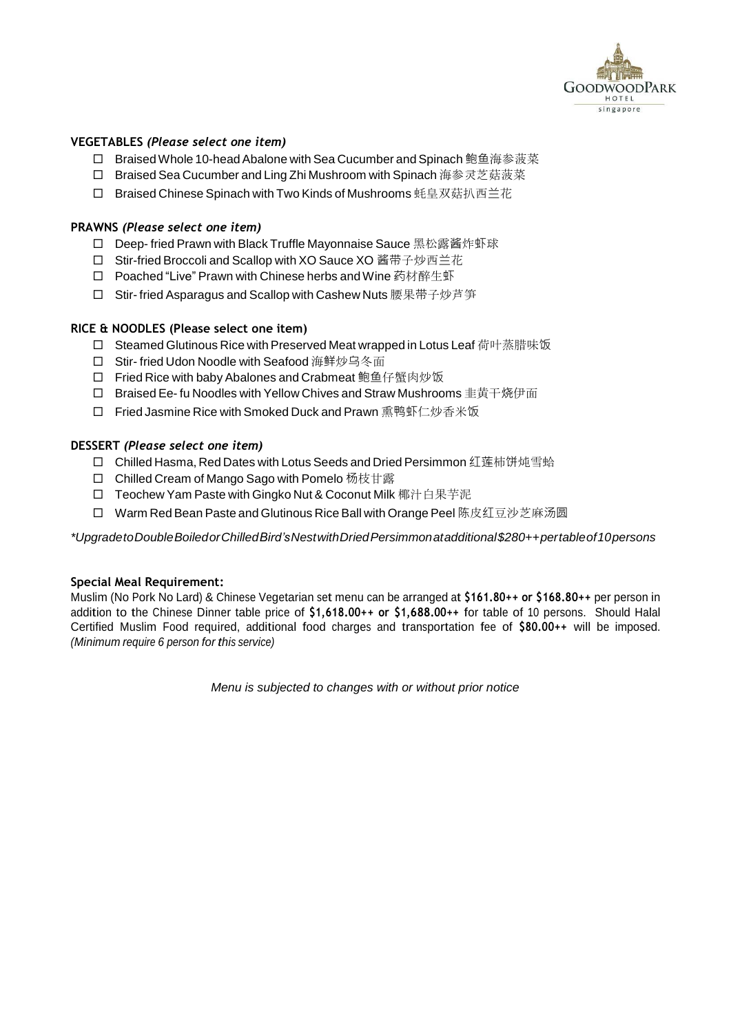**VEGETABLES** ***(Please select one item)***

- ☐ Braised Whole 10-head Abalone with Sea Cucumber and Spinach 鲍鱼海参菠菜
- ☐ Braised Sea Cucumber and Ling Zhi Mushroom with Spinach 海参灵芝菇菠菜
- ☐ Braised Chinese Spinach with Two Kinds of Mushrooms 蚝皇双菇扒西兰花

**PRAWNS** ***(Please select one item)***

- ☐ Deep- fried Prawn with Black Truffle Mayonnaise Sauce 黑松露酱炸虾球
- ☐ Stir-fried Broccoli and Scallop with XO Sauce XO 酱带子炒西兰花
- ☐ Poached "Live" Prawn with Chinese herbs and Wine 药材醉生虾
- ☐ Stir- fried Asparagus and Scallop with Cashew Nuts 腰果带子炒芦笋

**RICE & NOODLES (Please select one item)**

- ☐ Steamed Glutinous Rice with Preserved Meat wrapped in Lotus Leaf 荷叶蒸腊味饭
- ☐ Stir- fried Udon Noodle with Seafood 海鲜炒乌冬面
- ☐ Fried Rice with baby Abalones and Crabmeat 鲍鱼仔蟹肉炒饭
- ☐ Braised Ee- fu Noodles with Yellow Chives and Straw Mushrooms 韭黄干烧伊面
- ☐ Fried Jasmine Rice with Smoked Duck and Prawn 熏鸭虾仁炒香米饭

**DESSERT** ***(Please select one item)***

- ☐ Chilled Hasma, Red Dates with Lotus Seeds and Dried Persimmon 红莲柿饼炖雪蛤
- ☐ Chilled Cream of Mango Sago with Pomelo 杨枝甘露
- ☐ Teochew Yam Paste with Gingko Nut & Coconut Milk 椰汁白果芋泥
- ☐ Warm Red Bean Paste and Glutinous Rice Ball with Orange Peel 陈皮红豆沙芝麻汤圆

*\*Upgrade to Double Boiled or Chilled Bird's Nest with Dried Persimmon at additional $280++ per table of 10 persons*

**Special Meal Requirement:**

Muslim (No Pork No Lard) & Chinese Vegetarian set menu can be arranged at **$161.80++ or $168.80++** per person in addition to the Chinese Dinner table price of **$1,618.00++ or $1,688.00++** for table of 10 persons. Should Halal Certified Muslim Food required, additional food charges and transportation fee of **$80.00++** will be imposed. *(Minimum require 6 person for this service)*

*Menu is subjected to changes with or without prior notice*